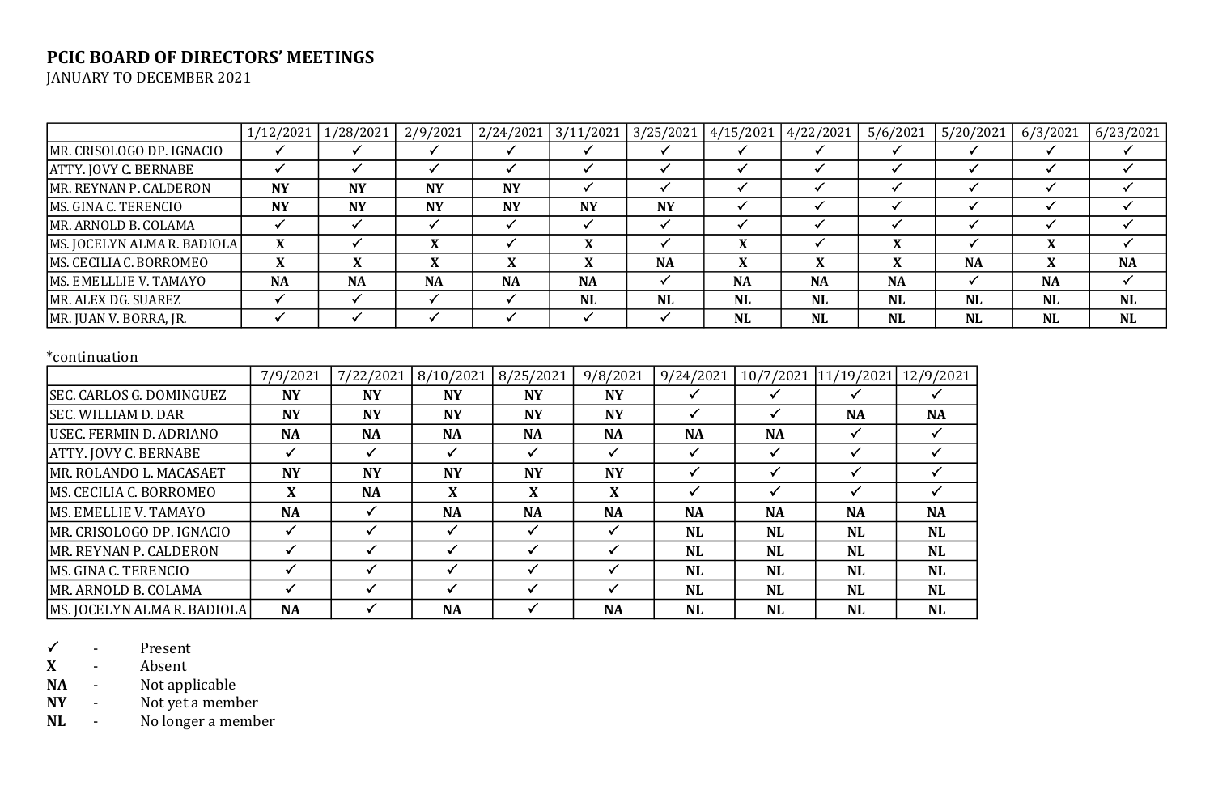**PCIC BOARD OF DIRECTORS' MEETINGS**

JANUARY TO DECEMBER 2021

| | 1/12/2021 | 1/28/2021 | 2/9/2021 | 2/24/2021 | 3/11/2021 | 3/25/2021 | 4/15/2021 | 4/22/2021 | 5/6/2021 | 5/20/2021 | 6/3/2021 | 6/23/2021 |
|---|---|---|---|---|---|---|---|---|---|---|---|---|
| MR. CRISOLOGO DP. IGNACIO | ✓ | ✓ | ✓ | ✓ | ✓ | ✓ | ✓ | ✓ | ✓ | ✓ | ✓ | ✓ |
| ATTY. JOVY C. BERNABE | ✓ | ✓ | ✓ | ✓ | ✓ | ✓ | ✓ | ✓ | ✓ | ✓ | ✓ | ✓ |
| MR. REYNAN P. CALDERON | **NY** | **NY** | **NY** | **NY** | ✓ | ✓ | ✓ | ✓ | ✓ | ✓ | ✓ | ✓ |
| MS. GINA C. TERENCIO | **NY** | **NY** | **NY** | **NY** | **NY** | **NY** | ✓ | ✓ | ✓ | ✓ | ✓ | ✓ |
| MR. ARNOLD B. COLAMA | ✓ | ✓ | ✓ | ✓ | ✓ | ✓ | ✓ | ✓ | ✓ | ✓ | ✓ | ✓ |
| MS. JOCELYN ALMA R. BADIOLA | **X** | ✓ | **X** | ✓ | **X** | ✓ | **X** | ✓ | **X** | ✓ | **X** | ✓ |
| MS. CECILIA C. BORROMEO | **X** | **X** | **X** | **X** | **X** | **NA** | **X** | **X** | **X** | **NA** | **X** | **NA** |
| MS. EMELLLIE V. TAMAYO | **NA** | **NA** | **NA** | **NA** | **NA** | ✓ | **NA** | **NA** | **NA** | ✓ | **NA** | ✓ |
| MR. ALEX DG. SUAREZ | ✓ | ✓ | ✓ | ✓ | **NL** | **NL** | **NL** | **NL** | **NL** | **NL** | **NL** | **NL** |
| MR. JUAN V. BORRA, JR. | ✓ | ✓ | ✓ | ✓ | ✓ | ✓ | **NL** | **NL** | **NL** | **NL** | **NL** | **NL** |

*continuation

| | 7/9/2021 | 7/22/2021 | 8/10/2021 | 8/25/2021 | 9/8/2021 | 9/24/2021 | 10/7/2021 | 11/19/2021 | 12/9/2021 |
|---|---|---|---|---|---|---|---|---|---|
| SEC. CARLOS G. DOMINGUEZ | **NY** | **NY** | **NY** | **NY** | **NY** | ✓ | ✓ | ✓ | ✓ |
| SEC. WILLIAM D. DAR | **NY** | **NY** | **NY** | **NY** | **NY** | ✓ | ✓ | **NA** | **NA** |
| USEC. FERMIN D. ADRIANO | **NA** | **NA** | **NA** | **NA** | **NA** | **NA** | **NA** | ✓ | ✓ |
| ATTY. JOVY C. BERNABE | ✓ | ✓ | ✓ | ✓ | ✓ | ✓ | ✓ | ✓ | ✓ |
| MR. ROLANDO L. MACASAET | **NY** | **NY** | **NY** | **NY** | **NY** | ✓ | ✓ | ✓ | ✓ |
| MS. CECILIA C. BORROMEO | **X** | **NA** | **X** | **X** | **X** | ✓ | ✓ | ✓ | ✓ |
| MS. EMELLIE V. TAMAYO | **NA** | ✓ | **NA** | **NA** | **NA** | **NA** | **NA** | **NA** | **NA** |
| MR. CRISOLOGO DP. IGNACIO | ✓ | ✓ | ✓ | ✓ | ✓ | **NL** | **NL** | **NL** | **NL** |
| MR. REYNAN P. CALDERON | ✓ | ✓ | ✓ | ✓ | ✓ | **NL** | **NL** | **NL** | **NL** |
| MS. GINA C. TERENCIO | ✓ | ✓ | ✓ | ✓ | ✓ | **NL** | **NL** | **NL** | **NL** |
| MR. ARNOLD B. COLAMA | ✓ | ✓ | ✓ | ✓ | ✓ | **NL** | **NL** | **NL** | **NL** |
| MS. JOCELYN ALMA R. BADIOLA | **NA** | ✓ | **NA** | ✓ | **NA** | **NL** | **NL** | **NL** | **NL** |

✓ - Present
**X** - Absent
**NA** - Not applicable
**NY** - Not yet a member
**NL** - No longer a member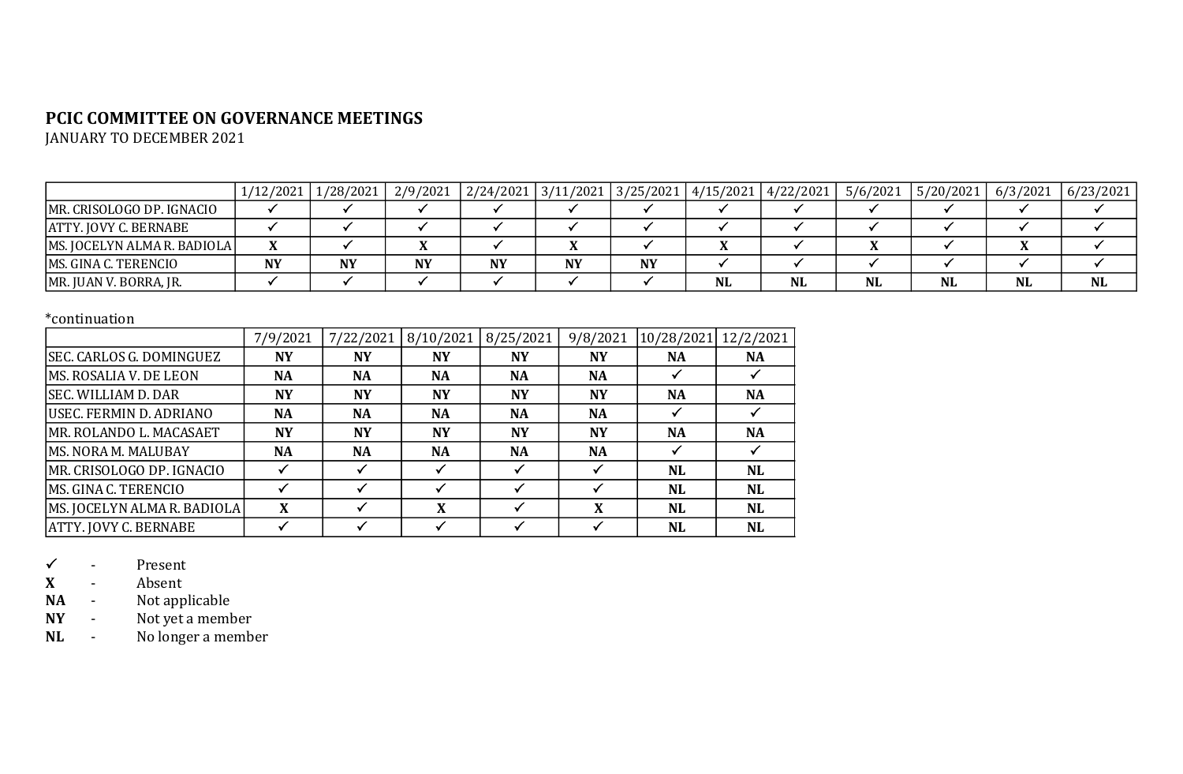**PCIC COMMITTEE ON GOVERNANCE MEETINGS**

JANUARY TO DECEMBER 2021

| | 1/12/2021 | 1/28/2021 | 2/9/2021 | 2/24/2021 | 3/11/2021 | 3/25/2021 | 4/15/2021 | 4/22/2021 | 5/6/2021 | 5/20/2021 | 6/3/2021 | 6/23/2021 |
|---|---|---|---|---|---|---|---|---|---|---|---|---|
| MR. CRISOLOGO DP. IGNACIO | ✓ | ✓ | ✓ | ✓ | ✓ | ✓ | ✓ | ✓ | ✓ | ✓ | ✓ | ✓ |
| ATTY. JOVY C. BERNABE | ✓ | ✓ | ✓ | ✓ | ✓ | ✓ | ✓ | ✓ | ✓ | ✓ | ✓ | ✓ |
| MS. JOCELYN ALMA R. BADIOLA | **X** | ✓ | **X** | ✓ | **X** | ✓ | **X** | ✓ | **X** | ✓ | **X** | ✓ |
| MS. GINA C. TERENCIO | **NY** | **NY** | **NY** | **NY** | **NY** | **NY** | ✓ | ✓ | ✓ | ✓ | ✓ | ✓ |
| MR. JUAN V. BORRA, JR. | ✓ | ✓ | ✓ | ✓ | ✓ | ✓ | **NL** | **NL** | **NL** | **NL** | **NL** | **NL** |

*continuation

| | 7/9/2021 | 7/22/2021 | 8/10/2021 | 8/25/2021 | 9/8/2021 | 10/28/2021 | 12/2/2021 |
|---|---|---|---|---|---|---|---|
| SEC. CARLOS G. DOMINGUEZ | **NY** | **NY** | **NY** | **NY** | **NY** | **NA** | **NA** |
| MS. ROSALIA V. DE LEON | **NA** | **NA** | **NA** | **NA** | **NA** | ✓ | ✓ |
| SEC. WILLIAM D. DAR | **NY** | **NY** | **NY** | **NY** | **NY** | **NA** | **NA** |
| USEC. FERMIN D. ADRIANO | **NA** | **NA** | **NA** | **NA** | **NA** | ✓ | ✓ |
| MR. ROLANDO L. MACASAET | **NY** | **NY** | **NY** | **NY** | **NY** | **NA** | **NA** |
| MS. NORA M. MALUBAY | **NA** | **NA** | **NA** | **NA** | **NA** | ✓ | ✓ |
| MR. CRISOLOGO DP. IGNACIO | ✓ | ✓ | ✓ | ✓ | ✓ | **NL** | **NL** |
| MS. GINA C. TERENCIO | ✓ | ✓ | ✓ | ✓ | ✓ | **NL** | **NL** |
| MS. JOCELYN ALMA R. BADIOLA | **X** | ✓ | **X** | ✓ | **X** | **NL** | **NL** |
| ATTY. JOVY C. BERNABE | ✓ | ✓ | ✓ | ✓ | ✓ | **NL** | **NL** |

✓ - Present

**X** - Absent

**NA** - Not applicable

**NY** - Not yet a member

**NL** - No longer a member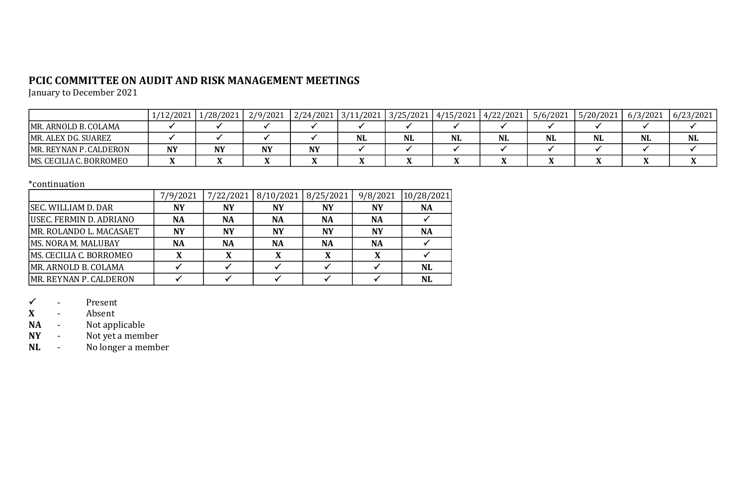**PCIC COMMITTEE ON AUDIT AND RISK MANAGEMENT MEETINGS**

January to December 2021

| | 1/12/2021 | 1/28/2021 | 2/9/2021 | 2/24/2021 | 3/11/2021 | 3/25/2021 | 4/15/2021 | 4/22/2021 | 5/6/2021 | 5/20/2021 | 6/3/2021 | 6/23/2021 |
|---|---|---|---|---|---|---|---|---|---|---|---|---|
| MR. ARNOLD B. COLAMA | ✓ | ✓ | ✓ | ✓ | ✓ | ✓ | ✓ | ✓ | ✓ | ✓ | ✓ | ✓ |
| MR. ALEX DG. SUAREZ | ✓ | ✓ | ✓ | ✓ | **NL** | **NL** | **NL** | **NL** | **NL** | **NL** | **NL** | **NL** |
| MR. REYNAN P. CALDERON | **NY** | **NY** | **NY** | **NY** | ✓ | ✓ | ✓ | ✓ | ✓ | ✓ | ✓ | ✓ |
| MS. CECILIA C. BORROMEO | **X** | **X** | **X** | **X** | **X** | **X** | **X** | **X** | **X** | **X** | **X** | **X** |

*continuation

| | 7/9/2021 | 7/22/2021 | 8/10/2021 | 8/25/2021 | 9/8/2021 | 10/28/2021 |
|---|---|---|---|---|---|---|
| SEC. WILLIAM D. DAR | **NY** | **NY** | **NY** | **NY** | **NY** | **NA** |
| USEC. FERMIN D. ADRIANO | **NA** | **NA** | **NA** | **NA** | **NA** | ✓ |
| MR. ROLANDO L. MACASAET | **NY** | **NY** | **NY** | **NY** | **NY** | **NA** |
| MS. NORA M. MALUBAY | **NA** | **NA** | **NA** | **NA** | **NA** | ✓ |
| MS. CECILIA C. BORROMEO | **X** | **X** | **X** | **X** | **X** | ✓ |
| MR. ARNOLD B. COLAMA | ✓ | ✓ | ✓ | ✓ | ✓ | **NL** |
| MR. REYNAN P. CALDERON | ✓ | ✓ | ✓ | ✓ | ✓ | **NL** |

✓ - Present

**X** - Absent

**NA** - Not applicable

**NY** - Not yet a member

**NL** - No longer a member